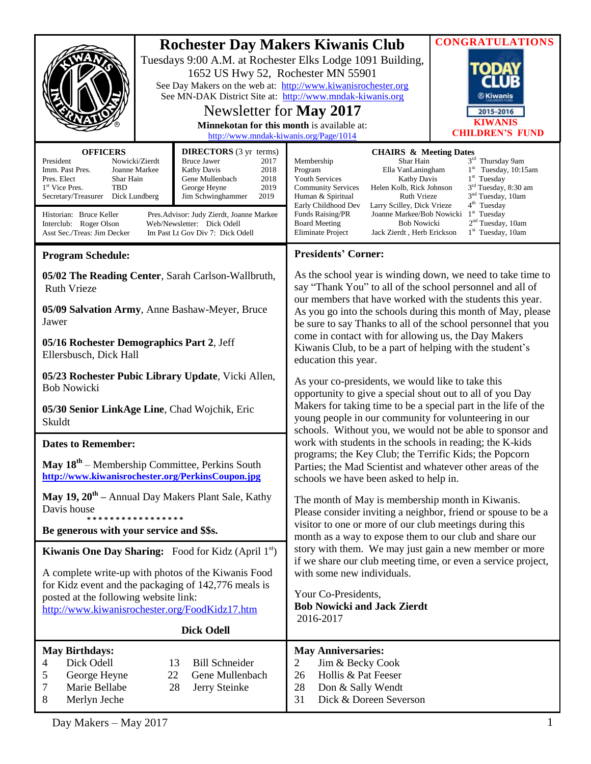# Rochester Day Makers Kiwanis Club

Tuesdays 9:00 A.M. at Rochester Elks Lodge 1091 Building, 1652 US Hwy 52, Rochester MN 55901

See Day Makers on the web at: http://www.kiwanisrochester.org

See MN-DAK District Site at: http://www.mndak-kiwanis.org

## Newsletter for May 2017

**Minnekotan for this month** is available at: http://www.mndak-kiwanis.org/Page/1014

**CONGRATULATIONS**

TODAY CLUB Kiwanis 2015-2016

**KIWANIS CHILDREN'S FUND**

| OFFICERS | | DIRECTORS (3 yr terms) | |
|---|---|---|---|
| President | Nowicki/Zierdt | Bruce Jawer | 2017 |
| Imm. Past Pres. | Joanne Markee | Kathy Davis | 2018 |
| Pres. Elect | Shar Hain | Gene Mullenbach | 2018 |
| 1st Vice Pres. | TBD | George Heyne | 2019 |
| Secretary/Treasurer | Dick Lundberg | Jim Schwinghammer | 2019 |

Historian: Bruce Keller
Interclub: Roger Olson
Asst Sec./Treas: Jim Decker
Pres.Advisor: Judy Zierdt, Joanne Markee
Web/Newsletter: Dick Odell
Im Past Lt Gov Div 7: Dick Odell

| CHAIRS & Meeting Dates | | |
|---|---|---|
| Membership | Shar Hain | 3rd Thursday 9am |
| Program | Ella VanLaningham | 1st Tuesday, 10:15am |
| Youth Services | Kathy Davis | 1st Tuesday |
| Community Services | Helen Kolb, Rick Johnson | 3rd Tuesday, 8:30 am |
| Human & Spiritual | Ruth Vrieze | 3nd Tuesday, 10am |
| Early Childhood Dev | Larry Scilley, Dick Vrieze | 4th Tuesday |
| Funds Raising/PR | Joanne Markee/Bob Nowicki | 1st Tuesday |
| Board Meeting | Bob Nowicki | 2nd Tuesday, 10am |
| Eliminate Project | Jack Zierdt , Herb Erickson | 1st Tuesday, 10am |

## Program Schedule:

**05/02 The Reading Center**, Sarah Carlson-Wallbruth, Ruth Vrieze

**05/09 Salvation Army**, Anne Bashaw-Meyer, Bruce Jawer

**05/16 Rochester Demographics Part 2**, Jeff Ellersbusch, Dick Hall

**05/23 Rochester Pubic Library Update**, Vicki Allen, Bob Nowicki

**05/30 Senior LinkAge Line**, Chad Wojchik, Eric Skuldt

## Dates to Remember:

**May 18th** – Membership Committee, Perkins South **http://www.kiwanisrochester.org/PerkinsCoupon.jpg**

**May 19, 20th** – Annual Day Makers Plant Sale, Kathy Davis house

\*\*\*\*\*\*\*\*\*\*\*\*\*\*\*\*\*

**Be generous with your service and $$s.**

**Kiwanis One Day Sharing:** Food for Kidz (April 1st)

A complete write-up with photos of the Kiwanis Food for Kidz event and the packaging of 142,776 meals is posted at the following website link: http://www.kiwanisrochester.org/FoodKidz17.htm

**Dick Odell**

## Presidents' Corner:

As the school year is winding down, we need to take time to say "Thank You" to all of the school personnel and all of our members that have worked with the students this year. As you go into the schools during this month of May, please be sure to say Thanks to all of the school personnel that you come in contact with for allowing us, the Day Makers Kiwanis Club, to be a part of helping with the student's education this year.

As your co-presidents, we would like to take this opportunity to give a special shout out to all of you Day Makers for taking time to be a special part in the life of the young people in our community for volunteering in our schools. Without you, we would not be able to sponsor and work with students in the schools in reading; the K-kids programs; the Key Club; the Terrific Kids; the Popcorn Parties; the Mad Scientist and whatever other areas of the schools we have been asked to help in.

The month of May is membership month in Kiwanis. Please consider inviting a neighbor, friend or spouse to be a visitor to one or more of our club meetings during this month as a way to expose them to our club and share our story with them. We may just gain a new member or more if we share our club meeting time, or even a service project, with some new individuals.

Your Co-Presidents,
**Bob Nowicki and Jack Zierdt**
2016-2017

## May Birthdays:

| | | | |
|---|---|---|---|
| 4 | Dick Odell | 13 | Bill Schneider |
| 5 | George Heyne | 22 | Gene Mullenbach |
| 7 | Marie Bellabe | 28 | Jerry Steinke |
| 8 | Merlyn Jeche | | |

## May Anniversaries:

| | |
|---|---|
| 2 | Jim & Becky Cook |
| 26 | Hollis & Pat Feeser |
| 28 | Don & Sally Wendt |
| 31 | Dick & Doreen Severson |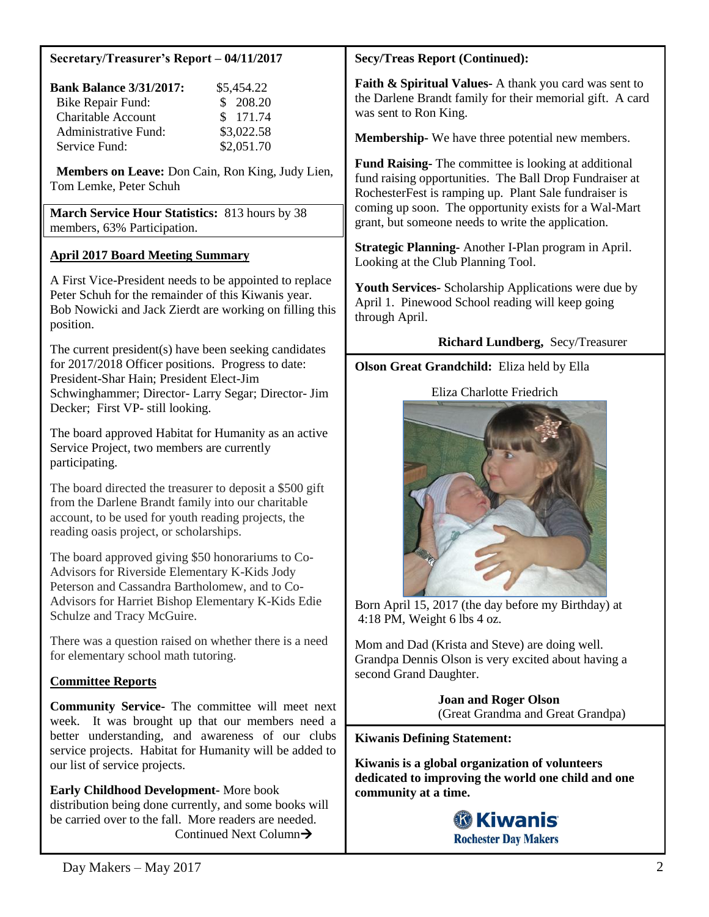**Secretary/Treasurer's Report – 04/11/2017**

| **Bank Balance 3/31/2017:** | $5,454.22 |
|---|---|
| Bike Repair Fund: | $ 208.20 |
| Charitable Account | $ 171.74 |
| Administrative Fund: | $3,022.58 |
| Service Fund: | $2,051.70 |

**Members on Leave:** Don Cain, Ron King, Judy Lien, Tom Lemke, Peter Schuh

**March Service Hour Statistics:** 813 hours by 38 members, 63% Participation.

## April 2017 Board Meeting Summary

A First Vice-President needs to be appointed to replace Peter Schuh for the remainder of this Kiwanis year. Bob Nowicki and Jack Zierdt are working on filling this position.

The current president(s) have been seeking candidates for 2017/2018 Officer positions. Progress to date: President-Shar Hain; President Elect-Jim Schwinghammer; Director- Larry Segar; Director- Jim Decker; First VP- still looking.

The board approved Habitat for Humanity as an active Service Project, two members are currently participating.

The board directed the treasurer to deposit a $500 gift from the Darlene Brandt family into our charitable account, to be used for youth reading projects, the reading oasis project, or scholarships.

The board approved giving $50 honorariums to Co-Advisors for Riverside Elementary K-Kids Jody Peterson and Cassandra Bartholomew, and to Co-Advisors for Harriet Bishop Elementary K-Kids Edie Schulze and Tracy McGuire.

There was a question raised on whether there is a need for elementary school math tutoring.

## Committee Reports

**Community Service-** The committee will meet next week. It was brought up that our members need a better understanding, and awareness of our clubs service projects. Habitat for Humanity will be added to our list of service projects.

**Early Childhood Development-** More book distribution being done currently, and some books will be carried over to the fall. More readers are needed.

**Faith & Spiritual Values-** A thank you card was sent to the Darlene Brandt family for their memorial gift. A card was sent to Ron King.

**Membership-** We have three potential new members.

**Fund Raising-** The committee is looking at additional fund raising opportunities. The Ball Drop Fundraiser at RochesterFest is ramping up. Plant Sale fundraiser is coming up soon. The opportunity exists for a Wal-Mart grant, but someone needs to write the application.

**Strategic Planning-** Another I-Plan program in April. Looking at the Club Planning Tool.

**Youth Services-** Scholarship Applications were due by April 1. Pinewood School reading will keep going through April.

**Richard Lundberg,** Secy/Treasurer

**Olson Great Grandchild:** Eliza held by Ella

Eliza Charlotte Friedrich

Born April 15, 2017 (the day before my Birthday) at 4:18 PM, Weight 6 lbs 4 oz.

Mom and Dad (Krista and Steve) are doing well. Grandpa Dennis Olson is very excited about having a second Grand Daughter.

**Joan and Roger Olson**
(Great Grandma and Great Grandpa)

**Kiwanis Defining Statement:**

**Kiwanis is a global organization of volunteers dedicated to improving the world one child and one community at a time.**

Kiwanis
Rochester Day Makers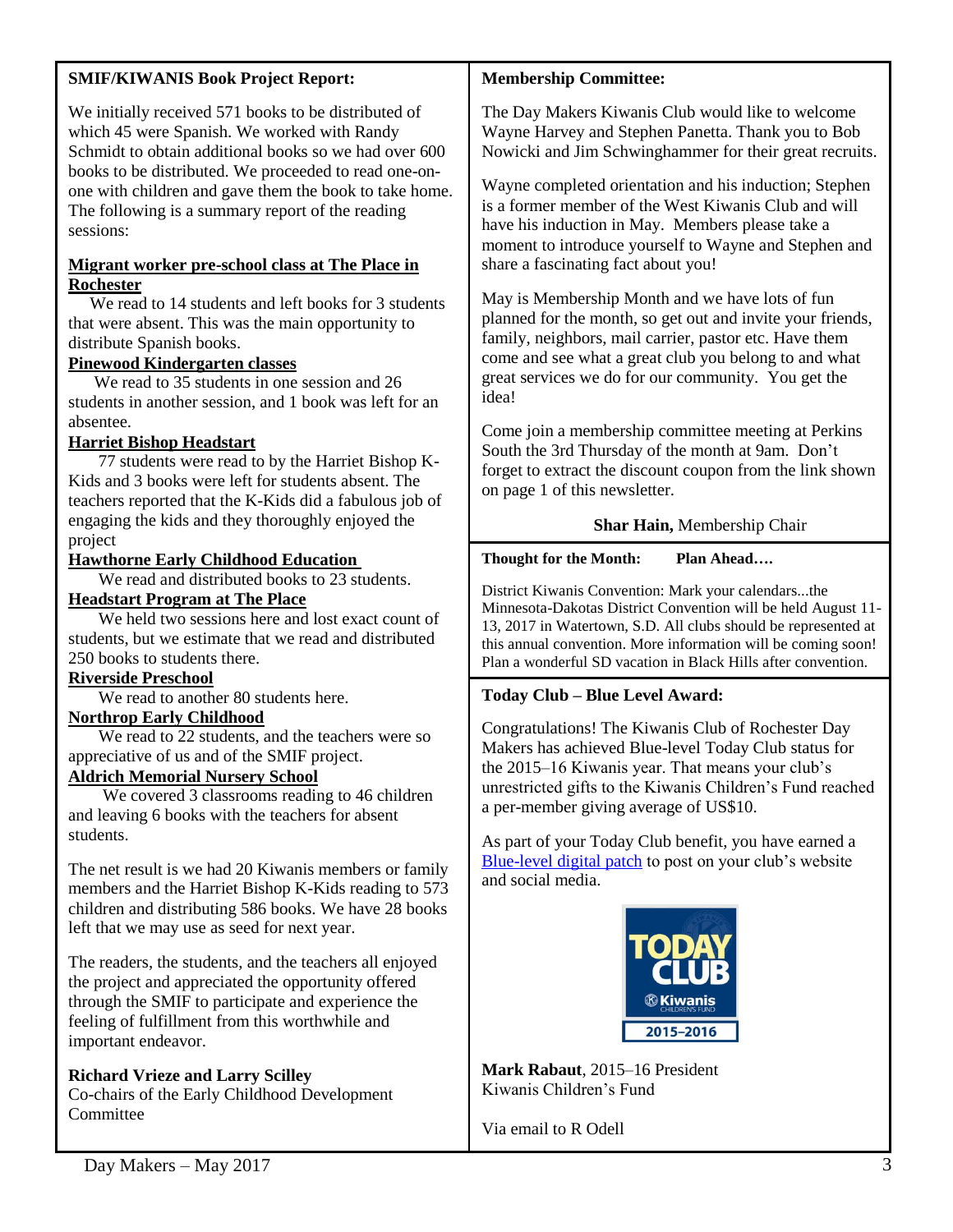**SMIF/KIWANIS Book Project Report:**

We initially received 571 books to be distributed of which 45 were Spanish. We worked with Randy Schmidt to obtain additional books so we had over 600 books to be distributed. We proceeded to read one-on-one with children and gave them the book to take home. The following is a summary report of the reading sessions:

**Migrant worker pre-school class at The Place in Rochester**

We read to 14 students and left books for 3 students that were absent. This was the main opportunity to distribute Spanish books.

**Pinewood Kindergarten classes**

We read to 35 students in one session and 26 students in another session, and 1 book was left for an absentee.

**Harriet Bishop Headstart**

77 students were read to by the Harriet Bishop K-Kids and 3 books were left for students absent. The teachers reported that the K-Kids did a fabulous job of engaging the kids and they thoroughly enjoyed the project

**Hawthorne Early Childhood Education**

We read and distributed books to 23 students.

**Headstart Program at The Place**

We held two sessions here and lost exact count of students, but we estimate that we read and distributed 250 books to students there.

**Riverside Preschool**

We read to another 80 students here.

**Northrop Early Childhood**

We read to 22 students, and the teachers were so appreciative of us and of the SMIF project.

**Aldrich Memorial Nursery School**

We covered 3 classrooms reading to 46 children and leaving 6 books with the teachers for absent students.

The net result is we had 20 Kiwanis members or family members and the Harriet Bishop K-Kids reading to 573 children and distributing 586 books. We have 28 books left that we may use as seed for next year.

The readers, the students, and the teachers all enjoyed the project and appreciated the opportunity offered through the SMIF to participate and experience the feeling of fulfillment from this worthwhile and important endeavor.

**Richard Vrieze and Larry Scilley**
Co-chairs of the Early Childhood Development Committee

**Membership Committee:**

The Day Makers Kiwanis Club would like to welcome Wayne Harvey and Stephen Panetta. Thank you to Bob Nowicki and Jim Schwinghammer for their great recruits.

Wayne completed orientation and his induction; Stephen is a former member of the West Kiwanis Club and will have his induction in May. Members please take a moment to introduce yourself to Wayne and Stephen and share a fascinating fact about you!

May is Membership Month and we have lots of fun planned for the month, so get out and invite your friends, family, neighbors, mail carrier, pastor etc. Have them come and see what a great club you belong to and what great services we do for our community. You get the idea!

Come join a membership committee meeting at Perkins South the 3rd Thursday of the month at 9am. Don't forget to extract the discount coupon from the link shown on page 1 of this newsletter.

**Shar Hain,** Membership Chair

**Thought for the Month: Plan Ahead….**

District Kiwanis Convention: Mark your calendars...the Minnesota-Dakotas District Convention will be held August 11-13, 2017 in Watertown, S.D. All clubs should be represented at this annual convention. More information will be coming soon! Plan a wonderful SD vacation in Black Hills after convention.

**Today Club – Blue Level Award:**

Congratulations! The Kiwanis Club of Rochester Day Makers has achieved Blue-level Today Club status for the 2015–16 Kiwanis year. That means your club's unrestricted gifts to the Kiwanis Children's Fund reached a per-member giving average of US$10.

As part of your Today Club benefit, you have earned a Blue-level digital patch to post on your club's website and social media.

TODAY CLUB
Kiwanis Children's Fund
2015–2016

**Mark Rabaut**, 2015–16 President
Kiwanis Children's Fund

Via email to R Odell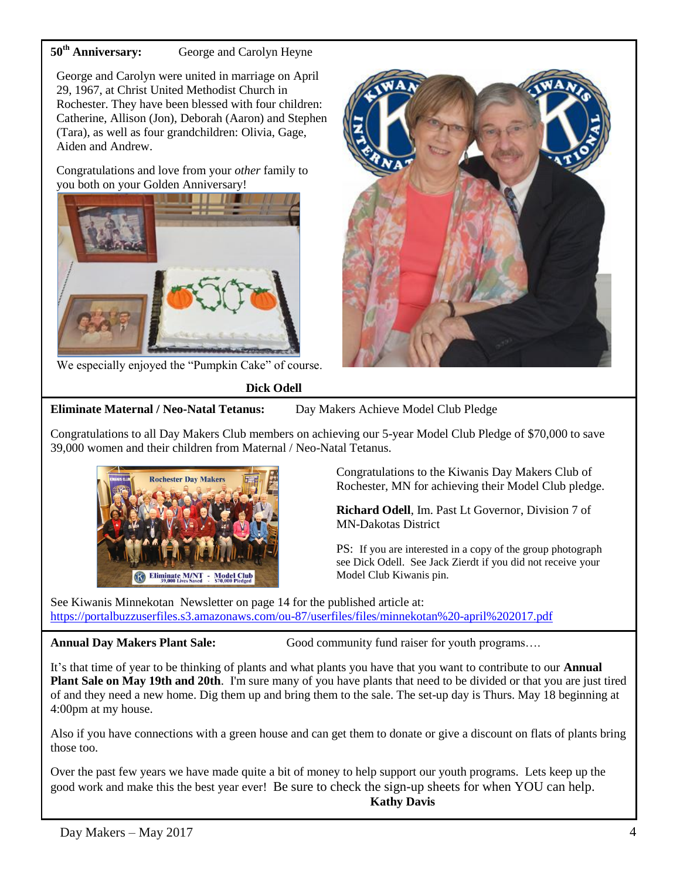**50th Anniversary:** George and Carolyn Heyne

George and Carolyn were united in marriage on April 29, 1967, at Christ United Methodist Church in Rochester. They have been blessed with four children: Catherine, Allison (Jon), Deborah (Aaron) and Stephen (Tara), as well as four grandchildren: Olivia, Gage, Aiden and Andrew.

Congratulations and love from your *other* family to you both on your Golden Anniversary!

We especially enjoyed the "Pumpkin Cake" of course.

**Dick Odell**

---

**Eliminate Maternal / Neo-Natal Tetanus:** Day Makers Achieve Model Club Pledge

Congratulations to all Day Makers Club members on achieving our 5-year Model Club Pledge of $70,000 to save 39,000 women and their children from Maternal / Neo-Natal Tetanus.

Congratulations to the Kiwanis Day Makers Club of Rochester, MN for achieving their Model Club pledge.

**Richard Odell**, Im. Past Lt Governor, Division 7 of MN-Dakotas District

PS: If you are interested in a copy of the group photograph see Dick Odell. See Jack Zierdt if you did not receive your Model Club Kiwanis pin.

See Kiwanis Minnekotan Newsletter on page 14 for the published article at:
https://portalbuzzuserfiles.s3.amazonaws.com/ou-87/userfiles/files/minnekotan%20-april%202017.pdf

---

**Annual Day Makers Plant Sale:** Good community fund raiser for youth programs….

It's that time of year to be thinking of plants and what plants you have that you want to contribute to our **Annual Plant Sale on May 19th and 20th**. I'm sure many of you have plants that need to be divided or that you are just tired of and they need a new home. Dig them up and bring them to the sale. The set-up day is Thurs. May 18 beginning at 4:00pm at my house.

Also if you have connections with a green house and can get them to donate or give a discount on flats of plants bring those too.

Over the past few years we have made quite a bit of money to help support our youth programs. Lets keep up the good work and make this the best year ever! Be sure to check the sign-up sheets for when YOU can help.

**Kathy Davis**